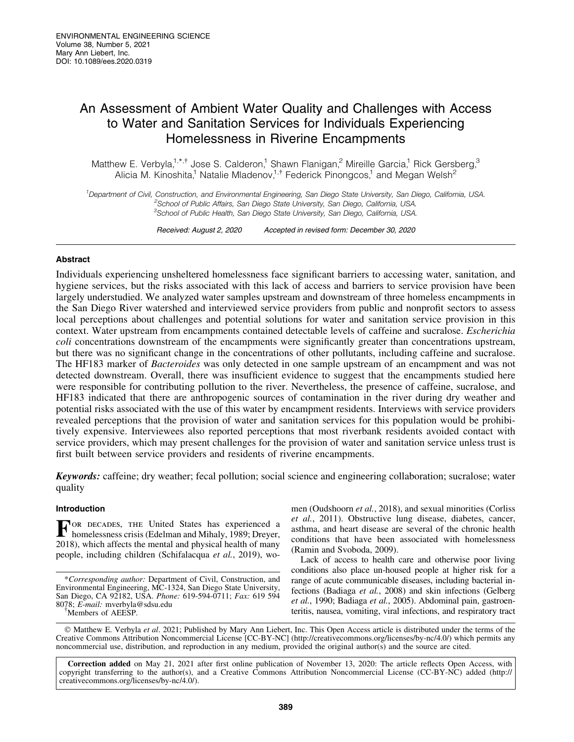ENVIRONMENTAL ENGINEERING SCIENCE
Volume 38, Number 5, 2021
Mary Ann Liebert, Inc.
DOI: 10.1089/ees.2020.0319

# An Assessment of Ambient Water Quality and Challenges with Access to Water and Sanitation Services for Individuals Experiencing Homelessness in Riverine Encampments

Matthew E. Verbyla,[1,*,†] Jose S. Calderon,[1] Shawn Flanigan,[2] Mireille Garcia,[1] Rick Gersberg,[3] Alicia M. Kinoshita,[1] Natalie Mladenov,[1,†] Federick Pinongcos,[1] and Megan Welsh[2]

[1]Department of Civil, Construction, and Environmental Engineering, San Diego State University, San Diego, California, USA.
[2]School of Public Affairs, San Diego State University, San Diego, California, USA.
[3]School of Public Health, San Diego State University, San Diego, California, USA.

*Received: August 2, 2020 Accepted in revised form: December 30, 2020*

## Abstract

Individuals experiencing unsheltered homelessness face significant barriers to accessing water, sanitation, and hygiene services, but the risks associated with this lack of access and barriers to service provision have been largely understudied. We analyzed water samples upstream and downstream of three homeless encampments in the San Diego River watershed and interviewed service providers from public and nonprofit sectors to assess local perceptions about challenges and potential solutions for water and sanitation service provision in this context. Water upstream from encampments contained detectable levels of caffeine and sucralose. *Escherichia coli* concentrations downstream of the encampments were significantly greater than concentrations upstream, but there was no significant change in the concentrations of other pollutants, including caffeine and sucralose. The HF183 marker of *Bacteroides* was only detected in one sample upstream of an encampment and was not detected downstream. Overall, there was insufficient evidence to suggest that the encampments studied here were responsible for contributing pollution to the river. Nevertheless, the presence of caffeine, sucralose, and HF183 indicated that there are anthropogenic sources of contamination in the river during dry weather and potential risks associated with the use of this water by encampment residents. Interviews with service providers revealed perceptions that the provision of water and sanitation services for this population would be prohibitively expensive. Interviewees also reported perceptions that most riverbank residents avoided contact with service providers, which may present challenges for the provision of water and sanitation service unless trust is first built between service providers and residents of riverine encampments.

***Keywords:*** caffeine; dry weather; fecal pollution; social science and engineering collaboration; sucralose; water quality

## Introduction

For decades, the United States has experienced a homelessness crisis (Edelman and Mihaly, 1989; Dreyer, 2018), which affects the mental and physical health of many people, including children (Schifalacqua *et al.*, 2019), women (Oudshoorn *et al.*, 2018), and sexual minorities (Corliss *et al.*, 2011). Obstructive lung disease, diabetes, cancer, asthma, and heart disease are several of the chronic health conditions that have been associated with homelessness (Ramin and Svoboda, 2009).

Lack of access to health care and otherwise poor living conditions also place un-housed people at higher risk for a range of acute communicable diseases, including bacterial infections (Badiaga *et al.*, 2008) and skin infections (Gelberg *et al.*, 1990; Badiaga *et al.*, 2005). Abdominal pain, gastroenteritis, nausea, vomiting, viral infections, and respiratory tract

\**Corresponding author:* Department of Civil, Construction, and Environmental Engineering, MC-1324, San Diego State University, San Diego, CA 92182, USA. *Phone:* 619-594-0711; *Fax:* 619 594 8078; *E-mail:* mverbyla@sdsu.edu
†Members of AEESP.

© Matthew E. Verbyla *et al*. 2021; Published by Mary Ann Liebert, Inc. This Open Access article is distributed under the terms of the Creative Commons Attribution Noncommercial License [CC-BY-NC] (http://creativecommons.org/licenses/by-nc/4.0/) which permits any noncommercial use, distribution, and reproduction in any medium, provided the original author(s) and the source are cited.

**Correction added** on May 21, 2021 after first online publication of November 13, 2020: The article reflects Open Access, with copyright transferring to the author(s), and a Creative Commons Attribution Noncommercial License (CC-BY-NC) added (http://creativecommons.org/licenses/by-nc/4.0/).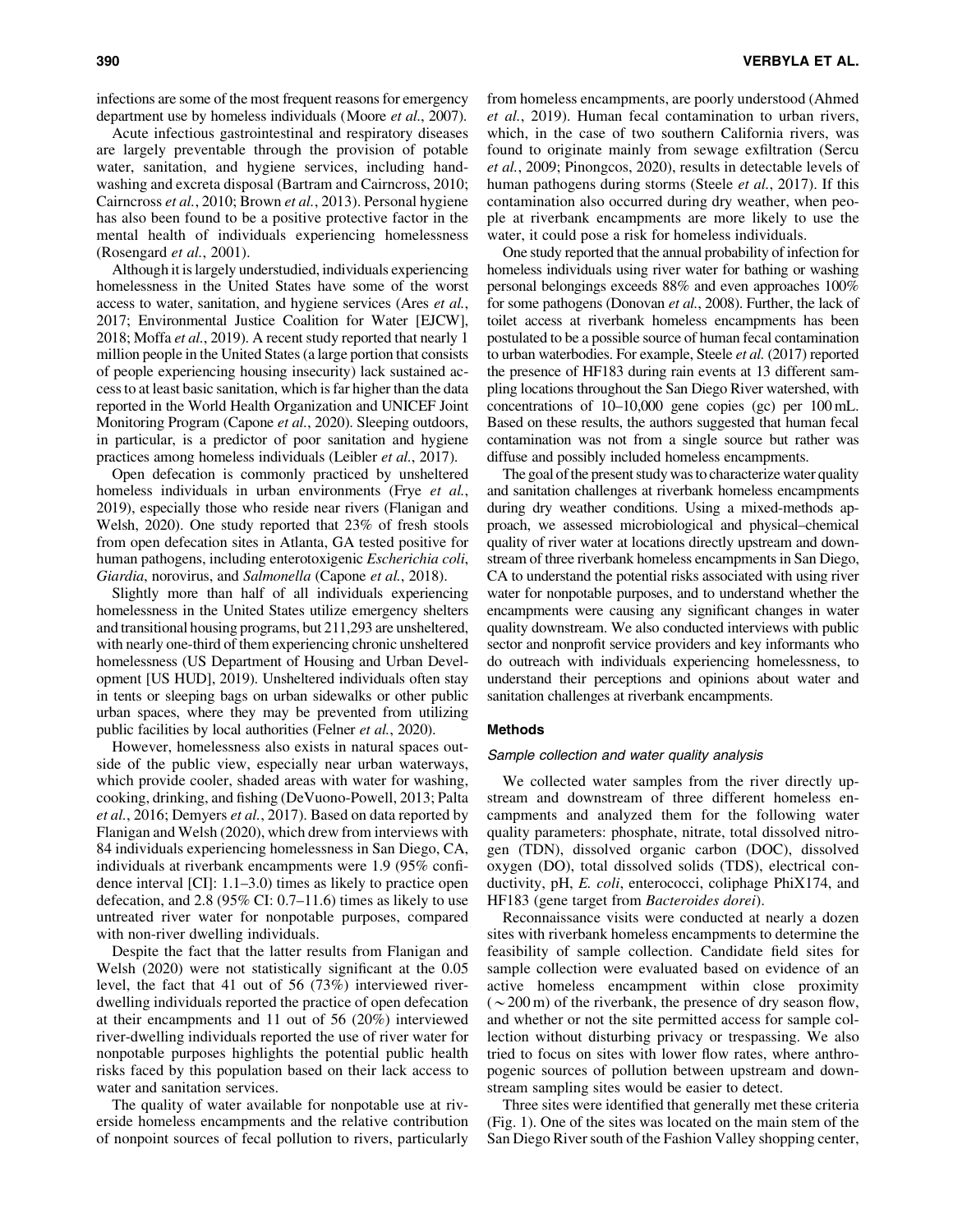infections are some of the most frequent reasons for emergency department use by homeless individuals (Moore *et al.*, 2007).

Acute infectious gastrointestinal and respiratory diseases are largely preventable through the provision of potable water, sanitation, and hygiene services, including handwashing and excreta disposal (Bartram and Cairncross, 2010; Cairncross *et al.*, 2010; Brown *et al.*, 2013). Personal hygiene has also been found to be a positive protective factor in the mental health of individuals experiencing homelessness (Rosengard *et al.*, 2001).

Although it is largely understudied, individuals experiencing homelessness in the United States have some of the worst access to water, sanitation, and hygiene services (Ares *et al.*, 2017; Environmental Justice Coalition for Water [EJCW], 2018; Moffa *et al.*, 2019). A recent study reported that nearly 1 million people in the United States (a large portion that consists of people experiencing housing insecurity) lack sustained access to at least basic sanitation, which is far higher than the data reported in the World Health Organization and UNICEF Joint Monitoring Program (Capone *et al.*, 2020). Sleeping outdoors, in particular, is a predictor of poor sanitation and hygiene practices among homeless individuals (Leibler *et al.*, 2017).

Open defecation is commonly practiced by unsheltered homeless individuals in urban environments (Frye *et al.*, 2019), especially those who reside near rivers (Flanigan and Welsh, 2020). One study reported that 23% of fresh stools from open defecation sites in Atlanta, GA tested positive for human pathogens, including enterotoxigenic *Escherichia coli*, *Giardia*, norovirus, and *Salmonella* (Capone *et al.*, 2018).

Slightly more than half of all individuals experiencing homelessness in the United States utilize emergency shelters and transitional housing programs, but 211,293 are unsheltered, with nearly one-third of them experiencing chronic unsheltered homelessness (US Department of Housing and Urban Development [US HUD], 2019). Unsheltered individuals often stay in tents or sleeping bags on urban sidewalks or other public urban spaces, where they may be prevented from utilizing public facilities by local authorities (Felner *et al.*, 2020).

However, homelessness also exists in natural spaces outside of the public view, especially near urban waterways, which provide cooler, shaded areas with water for washing, cooking, drinking, and fishing (DeVuono-Powell, 2013; Palta *et al.*, 2016; Demyers *et al.*, 2017). Based on data reported by Flanigan and Welsh (2020), which drew from interviews with 84 individuals experiencing homelessness in San Diego, CA, individuals at riverbank encampments were 1.9 (95% confidence interval [CI]: 1.1–3.0) times as likely to practice open defecation, and 2.8 (95% CI: 0.7–11.6) times as likely to use untreated river water for nonpotable purposes, compared with non-river dwelling individuals.

Despite the fact that the latter results from Flanigan and Welsh (2020) were not statistically significant at the 0.05 level, the fact that 41 out of 56 (73%) interviewed river-dwelling individuals reported the practice of open defecation at their encampments and 11 out of 56 (20%) interviewed river-dwelling individuals reported the use of river water for nonpotable purposes highlights the potential public health risks faced by this population based on their lack access to water and sanitation services.

The quality of water available for nonpotable use at riverside homeless encampments and the relative contribution of nonpoint sources of fecal pollution to rivers, particularly from homeless encampments, are poorly understood (Ahmed *et al.*, 2019). Human fecal contamination to urban rivers, which, in the case of two southern California rivers, was found to originate mainly from sewage exfiltration (Sercu *et al.*, 2009; Pinongcos, 2020), results in detectable levels of human pathogens during storms (Steele *et al.*, 2017). If this contamination also occurred during dry weather, when people at riverbank encampments are more likely to use the water, it could pose a risk for homeless individuals.

One study reported that the annual probability of infection for homeless individuals using river water for bathing or washing personal belongings exceeds 88% and even approaches 100% for some pathogens (Donovan *et al.*, 2008). Further, the lack of toilet access at riverbank homeless encampments has been postulated to be a possible source of human fecal contamination to urban waterbodies. For example, Steele *et al.* (2017) reported the presence of HF183 during rain events at 13 different sampling locations throughout the San Diego River watershed, with concentrations of 10–10,000 gene copies (gc) per 100 mL. Based on these results, the authors suggested that human fecal contamination was not from a single source but rather was diffuse and possibly included homeless encampments.

The goal of the present study was to characterize water quality and sanitation challenges at riverbank homeless encampments during dry weather conditions. Using a mixed-methods approach, we assessed microbiological and physical–chemical quality of river water at locations directly upstream and downstream of three riverbank homeless encampments in San Diego, CA to understand the potential risks associated with using river water for nonpotable purposes, and to understand whether the encampments were causing any significant changes in water quality downstream. We also conducted interviews with public sector and nonprofit service providers and key informants who do outreach with individuals experiencing homelessness, to understand their perceptions and opinions about water and sanitation challenges at riverbank encampments.

## Methods

### Sample collection and water quality analysis

We collected water samples from the river directly upstream and downstream of three different homeless encampments and analyzed them for the following water quality parameters: phosphate, nitrate, total dissolved nitrogen (TDN), dissolved organic carbon (DOC), dissolved oxygen (DO), total dissolved solids (TDS), electrical conductivity, pH, *E. coli*, enterococci, coliphage PhiX174, and HF183 (gene target from *Bacteroides dorei*).

Reconnaissance visits were conducted at nearly a dozen sites with riverbank homeless encampments to determine the feasibility of sample collection. Candidate field sites for sample collection were evaluated based on evidence of an active homeless encampment within close proximity ($\sim$200 m) of the riverbank, the presence of dry season flow, and whether or not the site permitted access for sample collection without disturbing privacy or trespassing. We also tried to focus on sites with lower flow rates, where anthropogenic sources of pollution between upstream and downstream sampling sites would be easier to detect.

Three sites were identified that generally met these criteria (Fig. 1). One of the sites was located on the main stem of the San Diego River south of the Fashion Valley shopping center,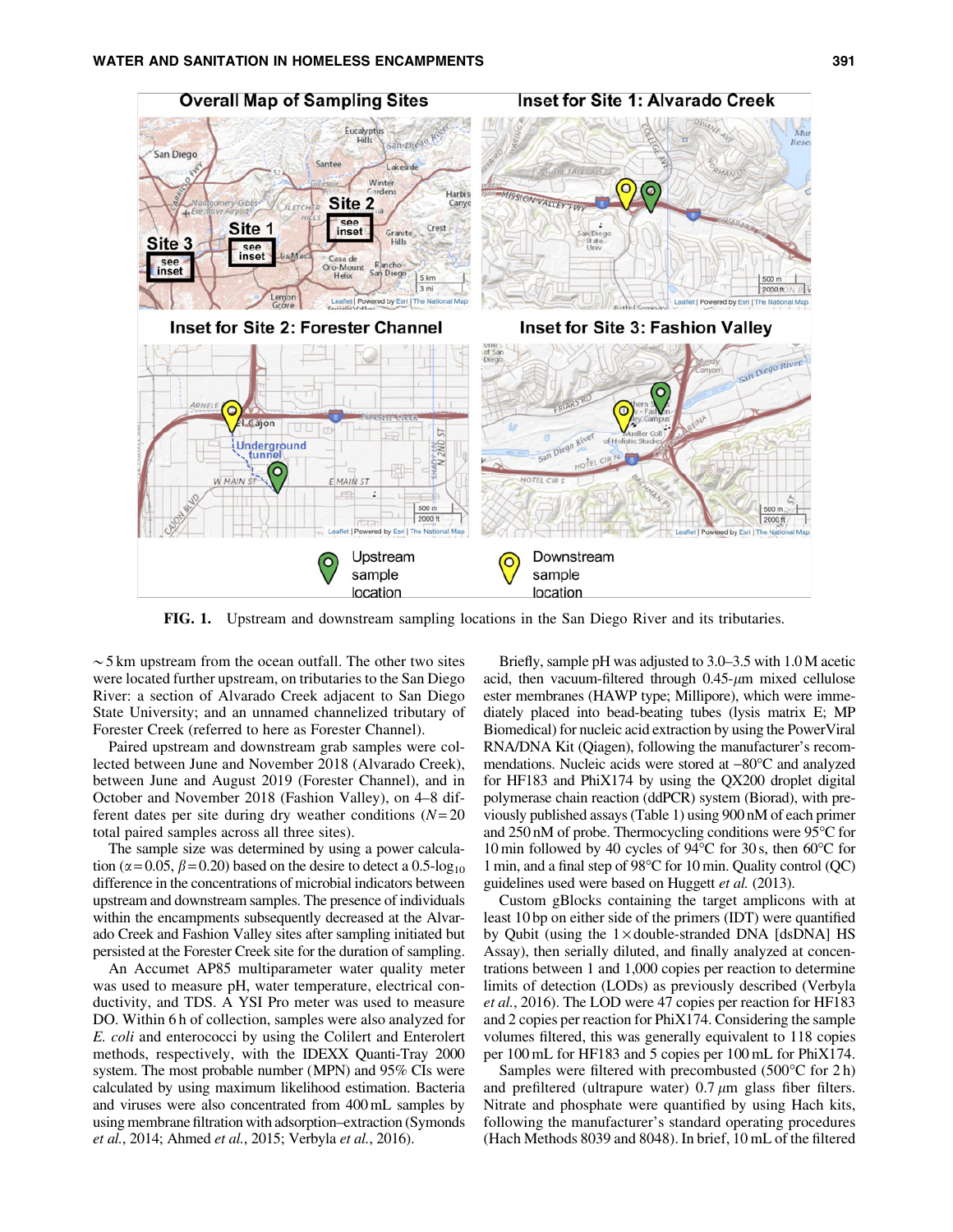**FIG. 1.** Upstream and downstream sampling locations in the San Diego River and its tributaries.

~5 km upstream from the ocean outfall. The other two sites were located further upstream, on tributaries to the San Diego River: a section of Alvarado Creek adjacent to San Diego State University; and an unnamed channelized tributary of Forester Creek (referred to here as Forester Channel).

Paired upstream and downstream grab samples were collected between June and November 2018 (Alvarado Creek), between June and August 2019 (Forester Channel), and in October and November 2018 (Fashion Valley), on 4–8 different dates per site during dry weather conditions ($N = 20$ total paired samples across all three sites).

The sample size was determined by using a power calculation ($\alpha = 0.05$, $\beta = 0.20$) based on the desire to detect a 0.5-$\log_{10}$ difference in the concentrations of microbial indicators between upstream and downstream samples. The presence of individuals within the encampments subsequently decreased at the Alvarado Creek and Fashion Valley sites after sampling initiated but persisted at the Forester Creek site for the duration of sampling.

An Accumet AP85 multiparameter water quality meter was used to measure pH, water temperature, electrical conductivity, and TDS. A YSI Pro meter was used to measure DO. Within 6 h of collection, samples were also analyzed for *E. coli* and enterococci by using the Colilert and Enterolert methods, respectively, with the IDEXX Quanti-Tray 2000 system. The most probable number (MPN) and 95% CIs were calculated by using maximum likelihood estimation. Bacteria and viruses were also concentrated from 400 mL samples by using membrane filtration with adsorption–extraction (Symonds *et al.*, 2014; Ahmed *et al.*, 2015; Verbyla *et al.*, 2016).

Briefly, sample pH was adjusted to 3.0–3.5 with 1.0 M acetic acid, then vacuum-filtered through 0.45-$\mu$m mixed cellulose ester membranes (HAWP type; Millipore), which were immediately placed into bead-beating tubes (lysis matrix E; MP Biomedical) for nucleic acid extraction by using the PowerViral RNA/DNA Kit (Qiagen), following the manufacturer's recommendations. Nucleic acids were stored at −80°C and analyzed for HF183 and PhiX174 by using the QX200 droplet digital polymerase chain reaction (ddPCR) system (Biorad), with previously published assays (Table 1) using 900 nM of each primer and 250 nM of probe. Thermocycling conditions were 95°C for 10 min followed by 40 cycles of 94°C for 30 s, then 60°C for 1 min, and a final step of 98°C for 10 min. Quality control (QC) guidelines used were based on Huggett *et al.* (2013).

Custom gBlocks containing the target amplicons with at least 10 bp on either side of the primers (IDT) were quantified by Qubit (using the 1×double-stranded DNA [dsDNA] HS Assay), then serially diluted, and finally analyzed at concentrations between 1 and 1,000 copies per reaction to determine limits of detection (LODs) as previously described (Verbyla *et al.*, 2016). The LOD were 47 copies per reaction for HF183 and 2 copies per reaction for PhiX174. Considering the sample volumes filtered, this was generally equivalent to 118 copies per 100 mL for HF183 and 5 copies per 100 mL for PhiX174.

Samples were filtered with precombusted (500°C for 2 h) and prefiltered (ultrapure water) 0.7 $\mu$m glass fiber filters. Nitrate and phosphate were quantified by using Hach kits, following the manufacturer's standard operating procedures (Hach Methods 8039 and 8048). In brief, 10 mL of the filtered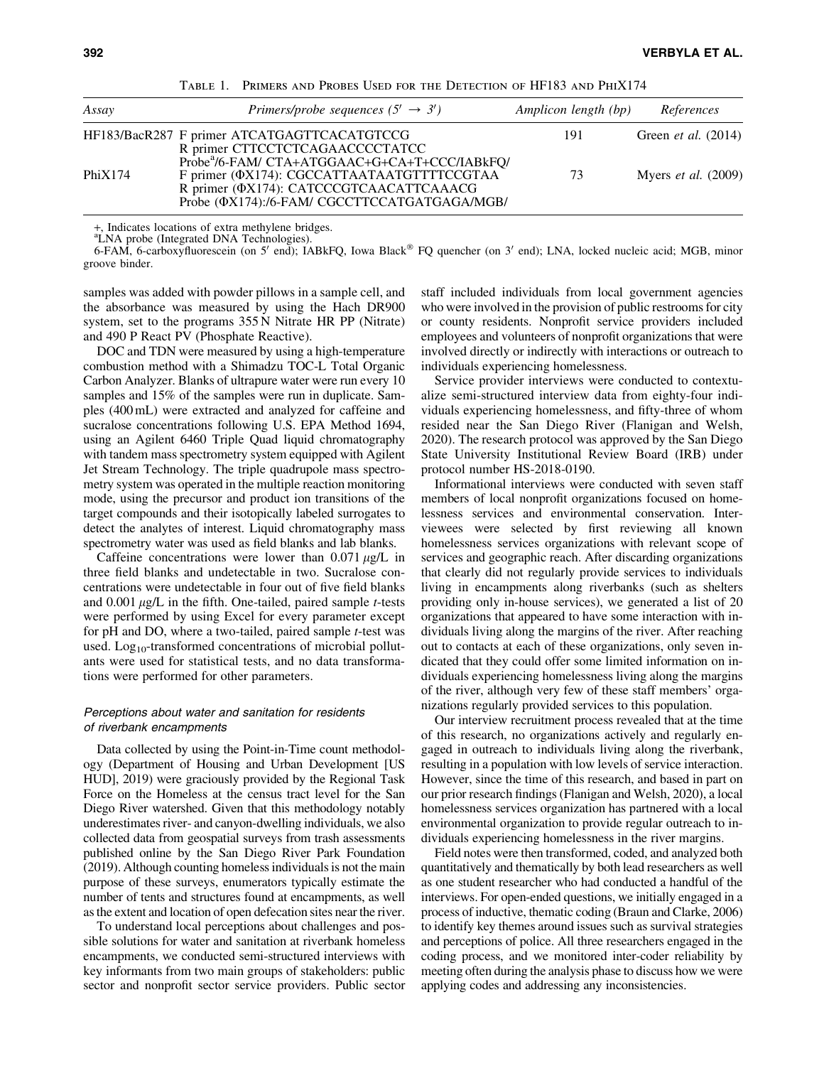Table 1. Primers and Probes Used for the Detection of HF183 and PhiX174

| Assay | Primers/probe sequences (5′ → 3′) | Amplicon length (bp) | References |
|---|---|---|---|
| HF183/BacR287 | F primer ATCATGAGTTCACATGTCCG<br>R primer CTTCCTCTCAGAACCCCTATCC<br>Probe[a]/6-FAM/ CTA+ATGGAAC+G+CA+T+CCC/IABkFQ/ | 191 | Green *et al.* (2014) |
| PhiX174 | F primer (ΦX174): CGCCATTAATAATGTTTTCCGTAA<br>R primer (ΦX174): CATCCCGTCAACATTCAAACG<br>Probe (ΦX174):/6-FAM/ CGCCTTCCATGATGAGA/MGB/ | 73 | Myers *et al.* (2009) |

+, Indicates locations of extra methylene bridges.
[a]LNA probe (Integrated DNA Technologies).
6-FAM, 6-carboxyfluorescein (on 5′ end); IABkFQ, Iowa Black® FQ quencher (on 3′ end); LNA, locked nucleic acid; MGB, minor groove binder.

samples was added with powder pillows in a sample cell, and the absorbance was measured by using the Hach DR900 system, set to the programs 355 N Nitrate HR PP (Nitrate) and 490 P React PV (Phosphate Reactive).

DOC and TDN were measured by using a high-temperature combustion method with a Shimadzu TOC-L Total Organic Carbon Analyzer. Blanks of ultrapure water were run every 10 samples and 15% of the samples were run in duplicate. Samples (400 mL) were extracted and analyzed for caffeine and sucralose concentrations following U.S. EPA Method 1694, using an Agilent 6460 Triple Quad liquid chromatography with tandem mass spectrometry system equipped with Agilent Jet Stream Technology. The triple quadrupole mass spectrometry system was operated in the multiple reaction monitoring mode, using the precursor and product ion transitions of the target compounds and their isotopically labeled surrogates to detect the analytes of interest. Liquid chromatography mass spectrometry water was used as field blanks and lab blanks.

Caffeine concentrations were lower than 0.071 $\mu$g/L in three field blanks and undetectable in two. Sucralose concentrations were undetectable in four out of five field blanks and 0.001 $\mu$g/L in the fifth. One-tailed, paired sample *t*-tests were performed by using Excel for every parameter except for pH and DO, where a two-tailed, paired sample *t*-test was used. $\text{Log}_{10}$-transformed concentrations of microbial pollutants were used for statistical tests, and no data transformations were performed for other parameters.

### *Perceptions about water and sanitation for residents of riverbank encampments*

Data collected by using the Point-in-Time count methodology (Department of Housing and Urban Development [US HUD], 2019) were graciously provided by the Regional Task Force on the Homeless at the census tract level for the San Diego River watershed. Given that this methodology notably underestimates river- and canyon-dwelling individuals, we also collected data from geospatial surveys from trash assessments published online by the San Diego River Park Foundation (2019). Although counting homeless individuals is not the main purpose of these surveys, enumerators typically estimate the number of tents and structures found at encampments, as well as the extent and location of open defecation sites near the river.

To understand local perceptions about challenges and possible solutions for water and sanitation at riverbank homeless encampments, we conducted semi-structured interviews with key informants from two main groups of stakeholders: public sector and nonprofit sector service providers. Public sector staff included individuals from local government agencies who were involved in the provision of public restrooms for city or county residents. Nonprofit service providers included employees and volunteers of nonprofit organizations that were involved directly or indirectly with interactions or outreach to individuals experiencing homelessness.

Service provider interviews were conducted to contextualize semi-structured interview data from eighty-four individuals experiencing homelessness, and fifty-three of whom resided near the San Diego River (Flanigan and Welsh, 2020). The research protocol was approved by the San Diego State University Institutional Review Board (IRB) under protocol number HS-2018-0190.

Informational interviews were conducted with seven staff members of local nonprofit organizations focused on homelessness services and environmental conservation. Interviewees were selected by first reviewing all known homelessness services organizations with relevant scope of services and geographic reach. After discarding organizations that clearly did not regularly provide services to individuals living in encampments along riverbanks (such as shelters providing only in-house services), we generated a list of 20 organizations that appeared to have some interaction with individuals living along the margins of the river. After reaching out to contacts at each of these organizations, only seven indicated that they could offer some limited information on individuals experiencing homelessness living along the margins of the river, although very few of these staff members' organizations regularly provided services to this population.

Our interview recruitment process revealed that at the time of this research, no organizations actively and regularly engaged in outreach to individuals living along the riverbank, resulting in a population with low levels of service interaction. However, since the time of this research, and based in part on our prior research findings (Flanigan and Welsh, 2020), a local homelessness services organization has partnered with a local environmental organization to provide regular outreach to individuals experiencing homelessness in the river margins.

Field notes were then transformed, coded, and analyzed both quantitatively and thematically by both lead researchers as well as one student researcher who had conducted a handful of the interviews. For open-ended questions, we initially engaged in a process of inductive, thematic coding (Braun and Clarke, 2006) to identify key themes around issues such as survival strategies and perceptions of police. All three researchers engaged in the coding process, and we monitored inter-coder reliability by meeting often during the analysis phase to discuss how we were applying codes and addressing any inconsistencies.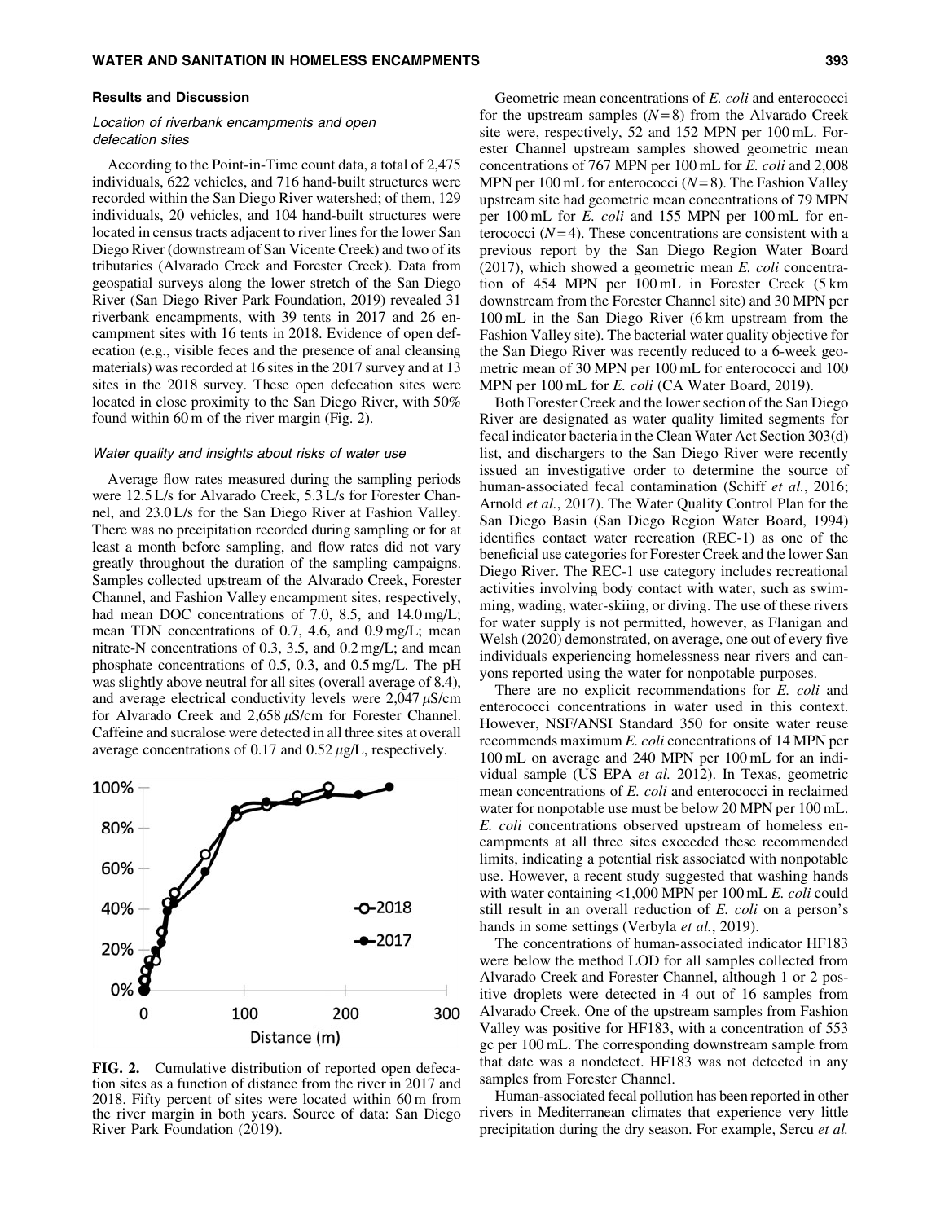## Results and Discussion

### Location of riverbank encampments and open defecation sites

According to the Point-in-Time count data, a total of 2,475 individuals, 622 vehicles, and 716 hand-built structures were recorded within the San Diego River watershed; of them, 129 individuals, 20 vehicles, and 104 hand-built structures were located in census tracts adjacent to river lines for the lower San Diego River (downstream of San Vicente Creek) and two of its tributaries (Alvarado Creek and Forester Creek). Data from geospatial surveys along the lower stretch of the San Diego River (San Diego River Park Foundation, 2019) revealed 31 riverbank encampments, with 39 tents in 2017 and 26 encampment sites with 16 tents in 2018. Evidence of open defecation (e.g., visible feces and the presence of anal cleansing materials) was recorded at 16 sites in the 2017 survey and at 13 sites in the 2018 survey. These open defecation sites were located in close proximity to the San Diego River, with 50% found within 60 m of the river margin (Fig. 2).

### Water quality and insights about risks of water use

Average flow rates measured during the sampling periods were 12.5 L/s for Alvarado Creek, 5.3 L/s for Forester Channel, and 23.0 L/s for the San Diego River at Fashion Valley. There was no precipitation recorded during sampling or for at least a month before sampling, and flow rates did not vary greatly throughout the duration of the sampling campaigns. Samples collected upstream of the Alvarado Creek, Forester Channel, and Fashion Valley encampment sites, respectively, had mean DOC concentrations of 7.0, 8.5, and 14.0 mg/L; mean TDN concentrations of 0.7, 4.6, and 0.9 mg/L; mean nitrate-N concentrations of 0.3, 3.5, and 0.2 mg/L; and mean phosphate concentrations of 0.5, 0.3, and 0.5 mg/L. The pH was slightly above neutral for all sites (overall average of 8.4), and average electrical conductivity levels were 2,047 $\mu$S/cm for Alvarado Creek and 2,658 $\mu$S/cm for Forester Channel. Caffeine and sucralose were detected in all three sites at overall average concentrations of 0.17 and 0.52 $\mu$g/L, respectively.

**FIG. 2.** Cumulative distribution of reported open defecation sites as a function of distance from the river in 2017 and 2018. Fifty percent of sites were located within 60 m from the river margin in both years. Source of data: San Diego River Park Foundation (2019).

Geometric mean concentrations of *E. coli* and enterococci for the upstream samples ($N = 8$) from the Alvarado Creek site were, respectively, 52 and 152 MPN per 100 mL. Forester Channel upstream samples showed geometric mean concentrations of 767 MPN per 100 mL for *E. coli* and 2,008 MPN per 100 mL for enterococci ($N = 8$). The Fashion Valley upstream site had geometric mean concentrations of 79 MPN per 100 mL for *E. coli* and 155 MPN per 100 mL for enterococci ($N = 4$). These concentrations are consistent with a previous report by the San Diego Region Water Board (2017), which showed a geometric mean *E. coli* concentration of 454 MPN per 100 mL in Forester Creek (5 km downstream from the Forester Channel site) and 30 MPN per 100 mL in the San Diego River (6 km upstream from the Fashion Valley site). The bacterial water quality objective for the San Diego River was recently reduced to a 6-week geometric mean of 30 MPN per 100 mL for enterococci and 100 MPN per 100 mL for *E. coli* (CA Water Board, 2019).

Both Forester Creek and the lower section of the San Diego River are designated as water quality limited segments for fecal indicator bacteria in the Clean Water Act Section 303(d) list, and dischargers to the San Diego River were recently issued an investigative order to determine the source of human-associated fecal contamination (Schiff *et al.*, 2016; Arnold *et al.*, 2017). The Water Quality Control Plan for the San Diego Basin (San Diego Region Water Board, 1994) identifies contact water recreation (REC-1) as one of the beneficial use categories for Forester Creek and the lower San Diego River. The REC-1 use category includes recreational activities involving body contact with water, such as swimming, wading, water-skiing, or diving. The use of these rivers for water supply is not permitted, however, as Flanigan and Welsh (2020) demonstrated, on average, one out of every five individuals experiencing homelessness near rivers and canyons reported using the water for nonpotable purposes.

There are no explicit recommendations for *E. coli* and enterococci concentrations in water used in this context. However, NSF/ANSI Standard 350 for onsite water reuse recommends maximum *E. coli* concentrations of 14 MPN per 100 mL on average and 240 MPN per 100 mL for an individual sample (US EPA *et al.* 2012). In Texas, geometric mean concentrations of *E. coli* and enterococci in reclaimed water for nonpotable use must be below 20 MPN per 100 mL. *E. coli* concentrations observed upstream of homeless encampments at all three sites exceeded these recommended limits, indicating a potential risk associated with nonpotable use. However, a recent study suggested that washing hands with water containing <1,000 MPN per 100 mL *E. coli* could still result in an overall reduction of *E. coli* on a person's hands in some settings (Verbyla *et al.*, 2019).

The concentrations of human-associated indicator HF183 were below the method LOD for all samples collected from Alvarado Creek and Forester Channel, although 1 or 2 positive droplets were detected in 4 out of 16 samples from Alvarado Creek. One of the upstream samples from Fashion Valley was positive for HF183, with a concentration of 553 gc per 100 mL. The corresponding downstream sample from that date was a nondetect. HF183 was not detected in any samples from Forester Channel.

Human-associated fecal pollution has been reported in other rivers in Mediterranean climates that experience very little precipitation during the dry season. For example, Sercu *et al.*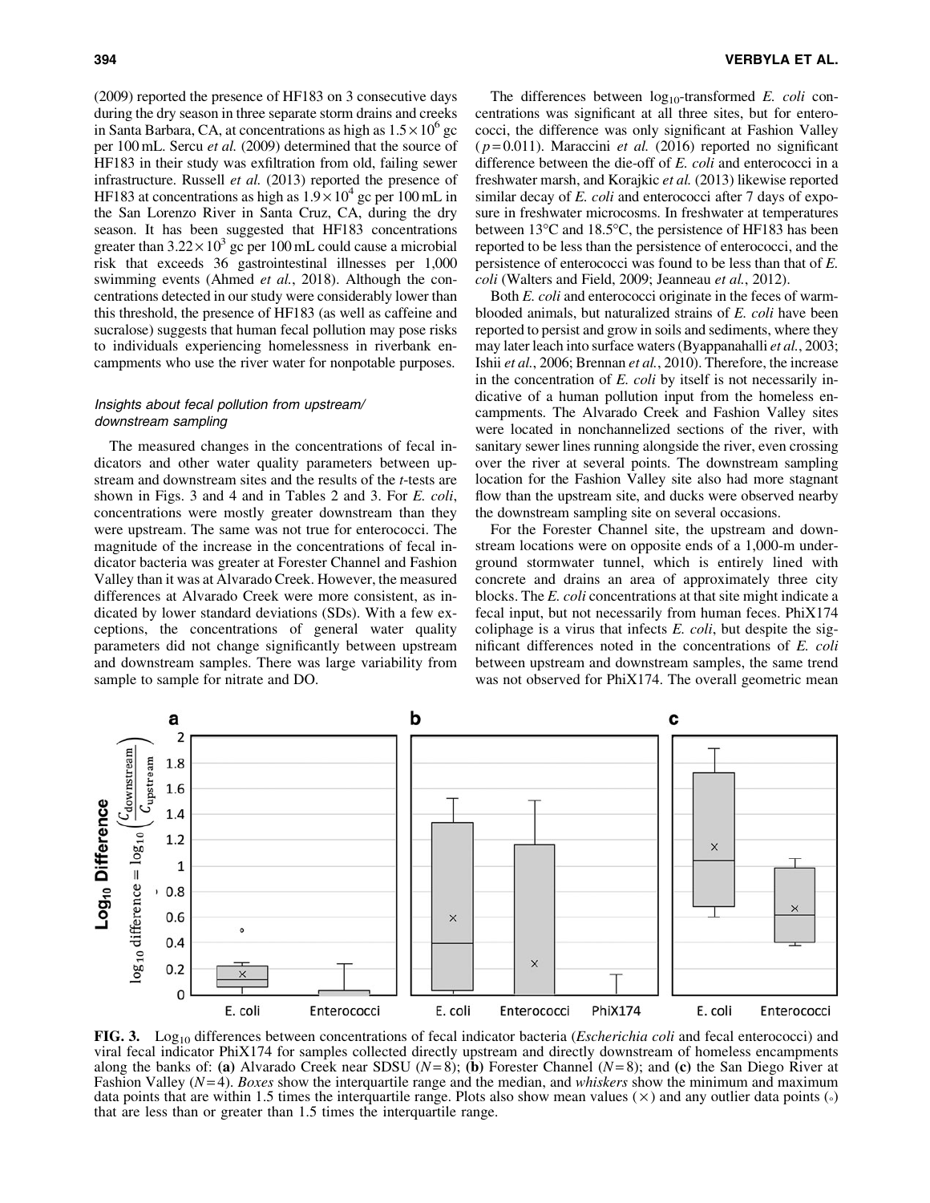(2009) reported the presence of HF183 on 3 consecutive days during the dry season in three separate storm drains and creeks in Santa Barbara, CA, at concentrations as high as $1.5\times10^6$ gc per 100 mL. Sercu *et al.* (2009) determined that the source of HF183 in their study was exfiltration from old, failing sewer infrastructure. Russell *et al.* (2013) reported the presence of HF183 at concentrations as high as $1.9\times10^4$ gc per 100 mL in the San Lorenzo River in Santa Cruz, CA, during the dry season. It has been suggested that HF183 concentrations greater than $3.22\times10^3$ gc per 100 mL could cause a microbial risk that exceeds 36 gastrointestinal illnesses per 1,000 swimming events (Ahmed *et al.*, 2018). Although the concentrations detected in our study were considerably lower than this threshold, the presence of HF183 (as well as caffeine and sucralose) suggests that human fecal pollution may pose risks to individuals experiencing homelessness in riverbank encampments who use the river water for nonpotable purposes.

### *Insights about fecal pollution from upstream/downstream sampling*

The measured changes in the concentrations of fecal indicators and other water quality parameters between upstream and downstream sites and the results of the *t*-tests are shown in Figs. 3 and 4 and in Tables 2 and 3. For *E. coli*, concentrations were mostly greater downstream than they were upstream. The same was not true for enterococci. The magnitude of the increase in the concentrations of fecal indicator bacteria was greater at Forester Channel and Fashion Valley than it was at Alvarado Creek. However, the measured differences at Alvarado Creek were more consistent, as indicated by lower standard deviations (SDs). With a few exceptions, the concentrations of general water quality parameters did not change significantly between upstream and downstream samples. There was large variability from sample to sample for nitrate and DO.

The differences between $\log_{10}$-transformed *E. coli* concentrations was significant at all three sites, but for enterococci, the difference was only significant at Fashion Valley ($p=0.011$). Maraccini *et al.* (2016) reported no significant difference between the die-off of *E. coli* and enterococci in a freshwater marsh, and Korajkic *et al.* (2013) likewise reported similar decay of *E. coli* and enterococci after 7 days of exposure in freshwater microcosms. In freshwater at temperatures between 13°C and 18.5°C, the persistence of HF183 has been reported to be less than the persistence of enterococci, and the persistence of enterococci was found to be less than that of *E. coli* (Walters and Field, 2009; Jeanneau *et al.*, 2012).

Both *E. coli* and enterococci originate in the feces of warm-blooded animals, but naturalized strains of *E. coli* have been reported to persist and grow in soils and sediments, where they may later leach into surface waters (Byappanahalli *et al.*, 2003; Ishii *et al.*, 2006; Brennan *et al.*, 2010). Therefore, the increase in the concentration of *E. coli* by itself is not necessarily indicative of a human pollution input from the homeless encampments. The Alvarado Creek and Fashion Valley sites were located in nonchannelized sections of the river, with sanitary sewer lines running alongside the river, even crossing over the river at several points. The downstream sampling location for the Fashion Valley site also had more stagnant flow than the upstream site, and ducks were observed nearby the downstream sampling site on several occasions.

For the Forester Channel site, the upstream and downstream locations were on opposite ends of a 1,000-m underground stormwater tunnel, which is entirely lined with concrete and drains an area of approximately three city blocks. The *E. coli* concentrations at that site might indicate a fecal input, but not necessarily from human feces. PhiX174 coliphage is a virus that infects *E. coli*, but despite the significant differences noted in the concentrations of *E. coli* between upstream and downstream samples, the same trend was not observed for PhiX174. The overall geometric mean

**FIG. 3.** $\text{Log}_{10}$ differences between concentrations of fecal indicator bacteria (*Escherichia coli* and fecal enterococci) and viral fecal indicator PhiX174 for samples collected directly upstream and directly downstream of homeless encampments along the banks of: **(a)** Alvarado Creek near SDSU ($N=8$); **(b)** Forester Channel ($N=8$); and **(c)** the San Diego River at Fashion Valley ($N=4$). *Boxes* show the interquartile range and the median, and *whiskers* show the minimum and maximum data points that are within 1.5 times the interquartile range. Plots also show mean values (×) and any outlier data points (◦) that are less than or greater than 1.5 times the interquartile range.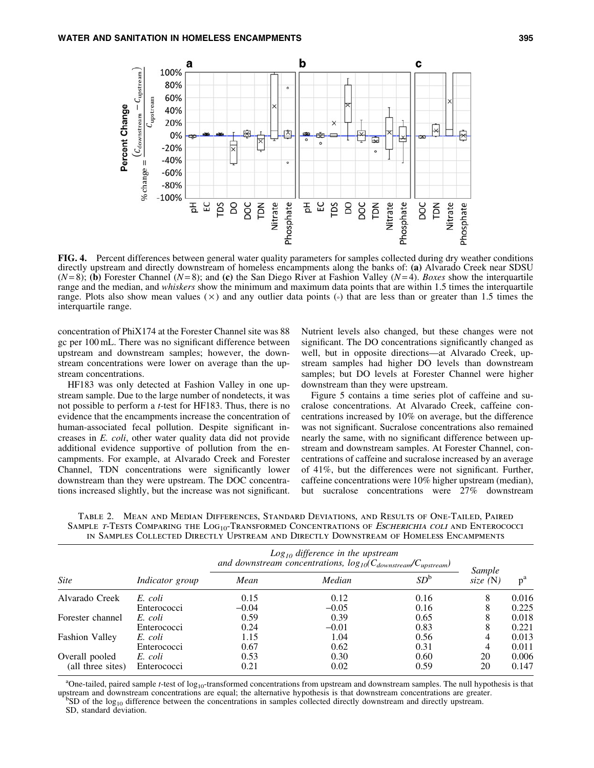**FIG. 4.** Percent differences between general water quality parameters for samples collected during dry weather conditions directly upstream and directly downstream of homeless encampments along the banks of: **(a)** Alvarado Creek near SDSU ($N = 8$); **(b)** Forester Channel ($N = 8$); and **(c)** the San Diego River at Fashion Valley ($N = 4$). *Boxes* show the interquartile range and the median, and *whiskers* show the minimum and maximum data points that are within 1.5 times the interquartile range. Plots also show mean values (×) and any outlier data points (◦) that are less than or greater than 1.5 times the interquartile range.

concentration of PhiX174 at the Forester Channel site was 88 gc per 100 mL. There was no significant difference between upstream and downstream samples; however, the downstream concentrations were lower on average than the upstream concentrations.

HF183 was only detected at Fashion Valley in one upstream sample. Due to the large number of nondetects, it was not possible to perform a *t*-test for HF183. Thus, there is no evidence that the encampments increase the concentration of human-associated fecal pollution. Despite significant increases in *E. coli*, other water quality data did not provide additional evidence supportive of pollution from the encampments. For example, at Alvarado Creek and Forester Channel, TDN concentrations were significantly lower downstream than they were upstream. The DOC concentrations increased slightly, but the increase was not significant. Nutrient levels also changed, but these changes were not significant. The DO concentrations significantly changed as well, but in opposite directions—at Alvarado Creek, upstream samples had higher DO levels than downstream samples; but DO levels at Forester Channel were higher downstream than they were upstream.

Figure 5 contains a time series plot of caffeine and sucralose concentrations. At Alvarado Creek, caffeine concentrations increased by 10% on average, but the difference was not significant. Sucralose concentrations also remained nearly the same, with no significant difference between upstream and downstream samples. At Forester Channel, concentrations of caffeine and sucralose increased by an average of 41%, but the differences were not significant. Further, caffeine concentrations were 10% higher upstream (median), but sucralose concentrations were 27% downstream

Table 2. Mean and Median Differences, Standard Deviations, and Results of One-Tailed, Paired Sample *t*-Tests Comparing the $Log_{10}$-Transformed Concentrations of *Escherichia coli* and Enterococci in Samples Collected Directly Upstream and Directly Downstream of Homeless Encampments

| Site | Indicator group | $Log_{10}$ difference in the upstream and downstream concentrations, $log_{10}(C_{downstream}/C_{upstream})$ | | | Sample size (N) | p[a] |
|---|---|---|---|---|---|---|
| | | Mean | Median | SD[b] | | |
| Alvarado Creek | *E. coli* | 0.15 | 0.12 | 0.16 | 8 | 0.016 |
| | Enterococci | −0.04 | −0.05 | 0.16 | 8 | 0.225 |
| Forester channel | *E. coli* | 0.59 | 0.39 | 0.65 | 8 | 0.018 |
| | Enterococci | 0.24 | −0.01 | 0.83 | 8 | 0.221 |
| Fashion Valley | *E. coli* | 1.15 | 1.04 | 0.56 | 4 | 0.013 |
| | Enterococci | 0.67 | 0.62 | 0.31 | 4 | 0.011 |
| Overall pooled (all three sites) | *E. coli* | 0.53 | 0.30 | 0.60 | 20 | 0.006 |
| | Enterococci | 0.21 | 0.02 | 0.59 | 20 | 0.147 |

[a]One-tailed, paired sample *t*-test of $log_{10}$-transformed concentrations from upstream and downstream samples. The null hypothesis is that upstream and downstream concentrations are equal; the alternative hypothesis is that downstream concentrations are greater.
[b]SD of the $log_{10}$ difference between the concentrations in samples collected directly downstream and directly upstream.
SD, standard deviation.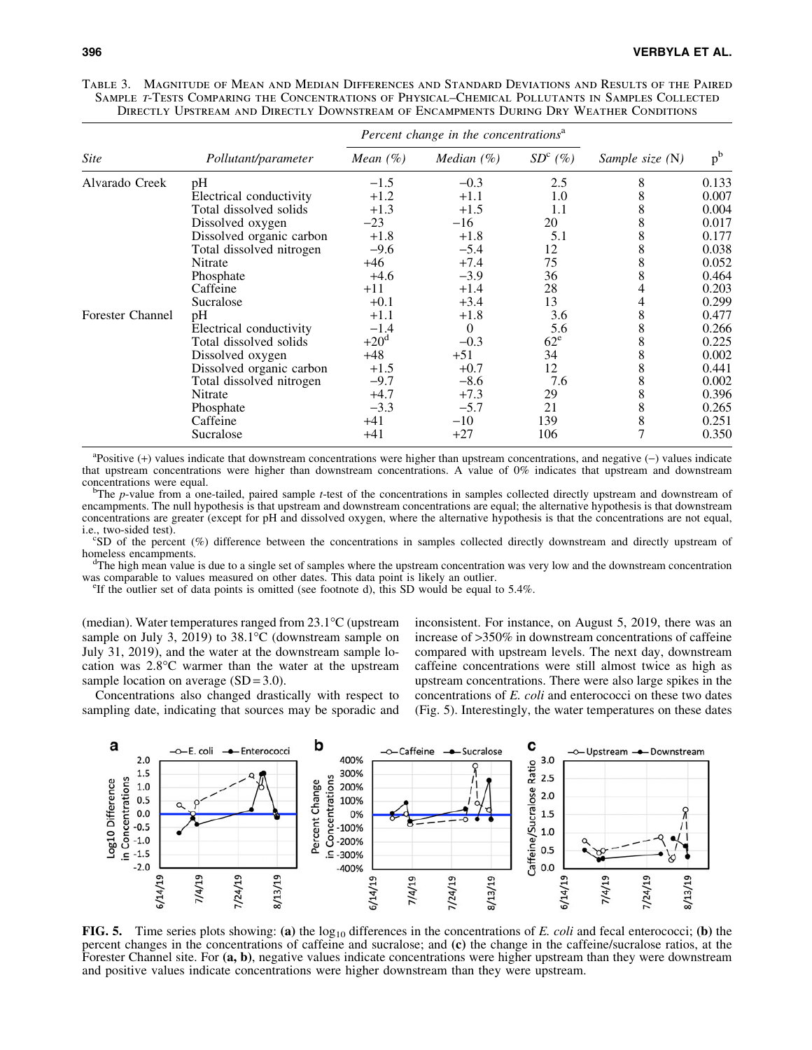TABLE 3. MAGNITUDE OF MEAN AND MEDIAN DIFFERENCES AND STANDARD DEVIATIONS AND RESULTS OF THE PAIRED SAMPLE *T*-TESTS COMPARING THE CONCENTRATIONS OF PHYSICAL–CHEMICAL POLLUTANTS IN SAMPLES COLLECTED DIRECTLY UPSTREAM AND DIRECTLY DOWNSTREAM OF ENCAMPMENTS DURING DRY WEATHER CONDITIONS

| | | *Percent change in the concentrations*[a] | | | | |
|---|---|---|---|---|---|---|
| *Site* | *Pollutant/parameter* | *Mean (%)* | *Median (%)* | *SD*[c] *(%)* | *Sample size (N)* | p[b] |
| Alvarado Creek | pH | −1.5 | −0.3 | 2.5 | 8 | 0.133 |
| | Electrical conductivity | +1.2 | +1.1 | 1.0 | 8 | 0.007 |
| | Total dissolved solids | +1.3 | +1.5 | 1.1 | 8 | 0.004 |
| | Dissolved oxygen | −23 | −16 | 20 | 8 | 0.017 |
| | Dissolved organic carbon | +1.8 | +1.8 | 5.1 | 8 | 0.177 |
| | Total dissolved nitrogen | −9.6 | −5.4 | 12 | 8 | 0.038 |
| | Nitrate | +46 | +7.4 | 75 | 8 | 0.052 |
| | Phosphate | +4.6 | −3.9 | 36 | 8 | 0.464 |
| | Caffeine | +11 | +1.4 | 28 | 4 | 0.203 |
| | Sucralose | +0.1 | +3.4 | 13 | 4 | 0.299 |
| Forester Channel | pH | +1.1 | +1.8 | 3.6 | 8 | 0.477 |
| | Electrical conductivity | −1.4 | 0 | 5.6 | 8 | 0.266 |
| | Total dissolved solids | +20[d] | −0.3 | 62[e] | 8 | 0.225 |
| | Dissolved oxygen | +48 | +51 | 34 | 8 | 0.002 |
| | Dissolved organic carbon | +1.5 | +0.7 | 12 | 8 | 0.441 |
| | Total dissolved nitrogen | −9.7 | −8.6 | 7.6 | 8 | 0.002 |
| | Nitrate | +4.7 | +7.3 | 29 | 8 | 0.396 |
| | Phosphate | −3.3 | −5.7 | 21 | 8 | 0.265 |
| | Caffeine | +41 | −10 | 139 | 8 | 0.251 |
| | Sucralose | +41 | +27 | 106 | 7 | 0.350 |

[a]Positive (+) values indicate that downstream concentrations were higher than upstream concentrations, and negative (−) values indicate that upstream concentrations were higher than downstream concentrations. A value of 0% indicates that upstream and downstream concentrations were equal.

[b]The *p*-value from a one-tailed, paired sample *t*-test of the concentrations in samples collected directly upstream and downstream of encampments. The null hypothesis is that upstream and downstream concentrations are equal; the alternative hypothesis is that downstream concentrations are greater (except for pH and dissolved oxygen, where the alternative hypothesis is that the concentrations are not equal, i.e., two-sided test).

[c]SD of the percent (%) difference between the concentrations in samples collected directly downstream and directly upstream of homeless encampments.

[d]The high mean value is due to a single set of samples where the upstream concentration was very low and the downstream concentration was comparable to values measured on other dates. This data point is likely an outlier.

[e]If the outlier set of data points is omitted (see footnote d), this SD would be equal to 5.4%.

(median). Water temperatures ranged from 23.1°C (upstream sample on July 3, 2019) to 38.1°C (downstream sample on July 31, 2019), and the water at the downstream sample location was 2.8°C warmer than the water at the upstream sample location on average (SD = 3.0).

Concentrations also changed drastically with respect to sampling date, indicating that sources may be sporadic and inconsistent. For instance, on August 5, 2019, there was an increase of >350% in downstream concentrations of caffeine compared with upstream levels. The next day, downstream caffeine concentrations were still almost twice as high as upstream concentrations. There were also large spikes in the concentrations of *E. coli* and enterococci on these two dates (Fig. 5). Interestingly, the water temperatures on these dates

**FIG. 5.** Time series plots showing: **(a)** the $\log_{10}$ differences in the concentrations of *E. coli* and fecal enterococci; **(b)** the percent changes in the concentrations of caffeine and sucralose; and **(c)** the change in the caffeine/sucralose ratios, at the Forester Channel site. For **(a, b)**, negative values indicate concentrations were higher upstream than they were downstream and positive values indicate concentrations were higher downstream than they were upstream.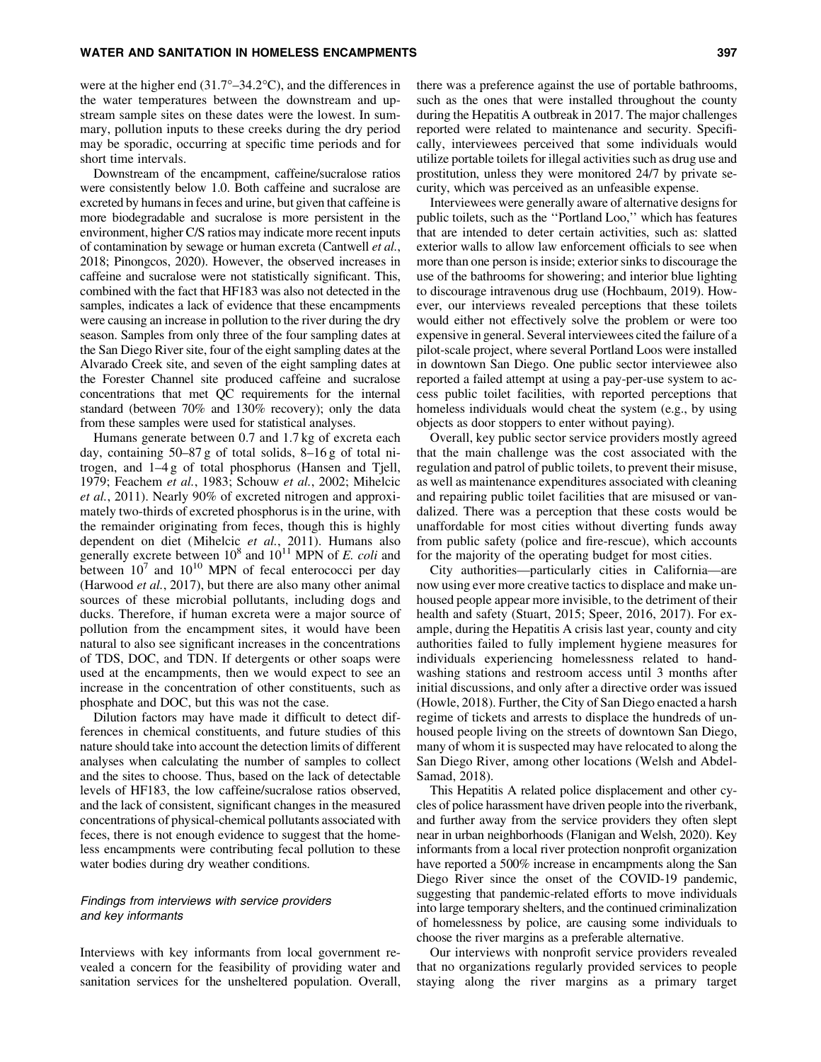were at the higher end (31.7°–34.2°C), and the differences in the water temperatures between the downstream and upstream sample sites on these dates were the lowest. In summary, pollution inputs to these creeks during the dry period may be sporadic, occurring at specific time periods and for short time intervals.

Downstream of the encampment, caffeine/sucralose ratios were consistently below 1.0. Both caffeine and sucralose are excreted by humans in feces and urine, but given that caffeine is more biodegradable and sucralose is more persistent in the environment, higher C/S ratios may indicate more recent inputs of contamination by sewage or human excreta (Cantwell *et al.*, 2018; Pinongcos, 2020). However, the observed increases in caffeine and sucralose were not statistically significant. This, combined with the fact that HF183 was also not detected in the samples, indicates a lack of evidence that these encampments were causing an increase in pollution to the river during the dry season. Samples from only three of the four sampling dates at the San Diego River site, four of the eight sampling dates at the Alvarado Creek site, and seven of the eight sampling dates at the Forester Channel site produced caffeine and sucralose concentrations that met QC requirements for the internal standard (between 70% and 130% recovery); only the data from these samples were used for statistical analyses.

Humans generate between 0.7 and 1.7 kg of excreta each day, containing 50–87 g of total solids, 8–16 g of total nitrogen, and 1–4 g of total phosphorus (Hansen and Tjell, 1979; Feachem *et al.*, 1983; Schouw *et al.*, 2002; Mihelcic *et al.*, 2011). Nearly 90% of excreted nitrogen and approximately two-thirds of excreted phosphorus is in the urine, with the remainder originating from feces, though this is highly dependent on diet (Mihelcic *et al.*, 2011). Humans also generally excrete between $10^8$ and $10^{11}$ MPN of *E. coli* and between $10^7$ and $10^{10}$ MPN of fecal enterococci per day (Harwood *et al.*, 2017), but there are also many other animal sources of these microbial pollutants, including dogs and ducks. Therefore, if human excreta were a major source of pollution from the encampment sites, it would have been natural to also see significant increases in the concentrations of TDS, DOC, and TDN. If detergents or other soaps were used at the encampments, then we would expect to see an increase in the concentration of other constituents, such as phosphate and DOC, but this was not the case.

Dilution factors may have made it difficult to detect differences in chemical constituents, and future studies of this nature should take into account the detection limits of different analyses when calculating the number of samples to collect and the sites to choose. Thus, based on the lack of detectable levels of HF183, the low caffeine/sucralose ratios observed, and the lack of consistent, significant changes in the measured concentrations of physical-chemical pollutants associated with feces, there is not enough evidence to suggest that the homeless encampments were contributing fecal pollution to these water bodies during dry weather conditions.

### *Findings from interviews with service providers and key informants*

Interviews with key informants from local government revealed a concern for the feasibility of providing water and sanitation services for the unsheltered population. Overall, there was a preference against the use of portable bathrooms, such as the ones that were installed throughout the county during the Hepatitis A outbreak in 2017. The major challenges reported were related to maintenance and security. Specifically, interviewees perceived that some individuals would utilize portable toilets for illegal activities such as drug use and prostitution, unless they were monitored 24/7 by private security, which was perceived as an unfeasible expense.

Interviewees were generally aware of alternative designs for public toilets, such as the ''Portland Loo,'' which has features that are intended to deter certain activities, such as: slatted exterior walls to allow law enforcement officials to see when more than one person is inside; exterior sinks to discourage the use of the bathrooms for showering; and interior blue lighting to discourage intravenous drug use (Hochbaum, 2019). However, our interviews revealed perceptions that these toilets would either not effectively solve the problem or were too expensive in general. Several interviewees cited the failure of a pilot-scale project, where several Portland Loos were installed in downtown San Diego. One public sector interviewee also reported a failed attempt at using a pay-per-use system to access public toilet facilities, with reported perceptions that homeless individuals would cheat the system (e.g., by using objects as door stoppers to enter without paying).

Overall, key public sector service providers mostly agreed that the main challenge was the cost associated with the regulation and patrol of public toilets, to prevent their misuse, as well as maintenance expenditures associated with cleaning and repairing public toilet facilities that are misused or vandalized. There was a perception that these costs would be unaffordable for most cities without diverting funds away from public safety (police and fire-rescue), which accounts for the majority of the operating budget for most cities.

City authorities—particularly cities in California—are now using ever more creative tactics to displace and make unhoused people appear more invisible, to the detriment of their health and safety (Stuart, 2015; Speer, 2016, 2017). For example, during the Hepatitis A crisis last year, county and city authorities failed to fully implement hygiene measures for individuals experiencing homelessness related to handwashing stations and restroom access until 3 months after initial discussions, and only after a directive order was issued (Howle, 2018). Further, the City of San Diego enacted a harsh regime of tickets and arrests to displace the hundreds of unhoused people living on the streets of downtown San Diego, many of whom it is suspected may have relocated to along the San Diego River, among other locations (Welsh and Abdel-Samad, 2018).

This Hepatitis A related police displacement and other cycles of police harassment have driven people into the riverbank, and further away from the service providers they often slept near in urban neighborhoods (Flanigan and Welsh, 2020). Key informants from a local river protection nonprofit organization have reported a 500% increase in encampments along the San Diego River since the onset of the COVID-19 pandemic, suggesting that pandemic-related efforts to move individuals into large temporary shelters, and the continued criminalization of homelessness by police, are causing some individuals to choose the river margins as a preferable alternative.

Our interviews with nonprofit service providers revealed that no organizations regularly provided services to people staying along the river margins as a primary target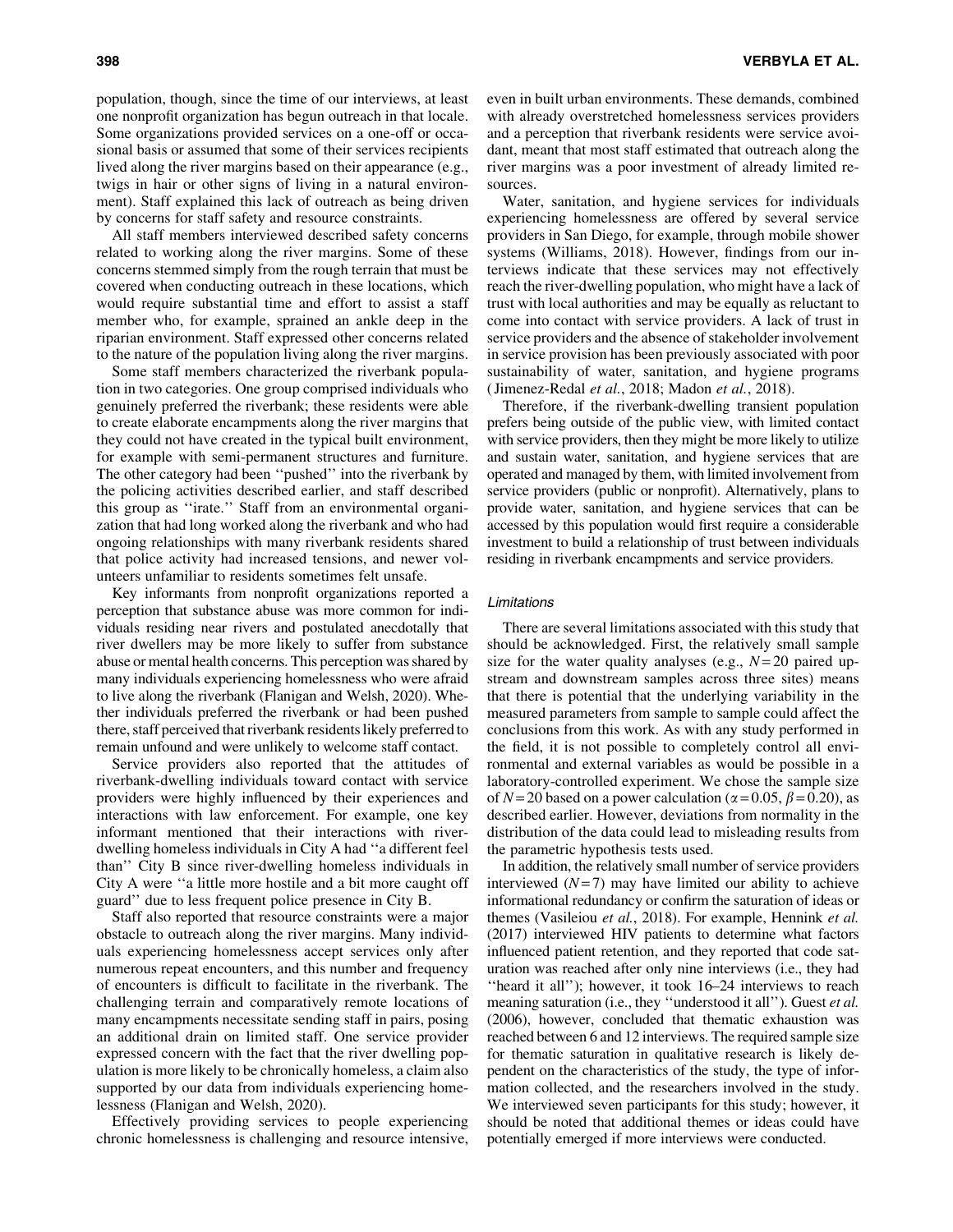population, though, since the time of our interviews, at least one nonprofit organization has begun outreach in that locale. Some organizations provided services on a one-off or occasional basis or assumed that some of their services recipients lived along the river margins based on their appearance (e.g., twigs in hair or other signs of living in a natural environment). Staff explained this lack of outreach as being driven by concerns for staff safety and resource constraints.

All staff members interviewed described safety concerns related to working along the river margins. Some of these concerns stemmed simply from the rough terrain that must be covered when conducting outreach in these locations, which would require substantial time and effort to assist a staff member who, for example, sprained an ankle deep in the riparian environment. Staff expressed other concerns related to the nature of the population living along the river margins.

Some staff members characterized the riverbank population in two categories. One group comprised individuals who genuinely preferred the riverbank; these residents were able to create elaborate encampments along the river margins that they could not have created in the typical built environment, for example with semi-permanent structures and furniture. The other category had been ''pushed'' into the riverbank by the policing activities described earlier, and staff described this group as ''irate.'' Staff from an environmental organization that had long worked along the riverbank and who had ongoing relationships with many riverbank residents shared that police activity had increased tensions, and newer volunteers unfamiliar to residents sometimes felt unsafe.

Key informants from nonprofit organizations reported a perception that substance abuse was more common for individuals residing near rivers and postulated anecdotally that river dwellers may be more likely to suffer from substance abuse or mental health concerns. This perception was shared by many individuals experiencing homelessness who were afraid to live along the riverbank (Flanigan and Welsh, 2020). Whether individuals preferred the riverbank or had been pushed there, staff perceived that riverbank residents likely preferred to remain unfound and were unlikely to welcome staff contact.

Service providers also reported that the attitudes of riverbank-dwelling individuals toward contact with service providers were highly influenced by their experiences and interactions with law enforcement. For example, one key informant mentioned that their interactions with river-dwelling homeless individuals in City A had ''a different feel than'' City B since river-dwelling homeless individuals in City A were ''a little more hostile and a bit more caught off guard'' due to less frequent police presence in City B.

Staff also reported that resource constraints were a major obstacle to outreach along the river margins. Many individuals experiencing homelessness accept services only after numerous repeat encounters, and this number and frequency of encounters is difficult to facilitate in the riverbank. The challenging terrain and comparatively remote locations of many encampments necessitate sending staff in pairs, posing an additional drain on limited staff. One service provider expressed concern with the fact that the river dwelling population is more likely to be chronically homeless, a claim also supported by our data from individuals experiencing homelessness (Flanigan and Welsh, 2020).

Effectively providing services to people experiencing chronic homelessness is challenging and resource intensive, even in built urban environments. These demands, combined with already overstretched homelessness services providers and a perception that riverbank residents were service avoidant, meant that most staff estimated that outreach along the river margins was a poor investment of already limited resources.

Water, sanitation, and hygiene services for individuals experiencing homelessness are offered by several service providers in San Diego, for example, through mobile shower systems (Williams, 2018). However, findings from our interviews indicate that these services may not effectively reach the river-dwelling population, who might have a lack of trust with local authorities and may be equally as reluctant to come into contact with service providers. A lack of trust in service providers and the absence of stakeholder involvement in service provision has been previously associated with poor sustainability of water, sanitation, and hygiene programs (Jimenez-Redal *et al.*, 2018; Madon *et al.*, 2018).

Therefore, if the riverbank-dwelling transient population prefers being outside of the public view, with limited contact with service providers, then they might be more likely to utilize and sustain water, sanitation, and hygiene services that are operated and managed by them, with limited involvement from service providers (public or nonprofit). Alternatively, plans to provide water, sanitation, and hygiene services that can be accessed by this population would first require a considerable investment to build a relationship of trust between individuals residing in riverbank encampments and service providers.

#### *Limitations*

There are several limitations associated with this study that should be acknowledged. First, the relatively small sample size for the water quality analyses (e.g., $N = 20$ paired upstream and downstream samples across three sites) means that there is potential that the underlying variability in the measured parameters from sample to sample could affect the conclusions from this work. As with any study performed in the field, it is not possible to completely control all environmental and external variables as would be possible in a laboratory-controlled experiment. We chose the sample size of $N = 20$ based on a power calculation ($\alpha = 0.05$, $\beta = 0.20$), as described earlier. However, deviations from normality in the distribution of the data could lead to misleading results from the parametric hypothesis tests used.

In addition, the relatively small number of service providers interviewed ($N = 7$) may have limited our ability to achieve informational redundancy or confirm the saturation of ideas or themes (Vasileiou *et al.*, 2018). For example, Hennink *et al.* (2017) interviewed HIV patients to determine what factors influenced patient retention, and they reported that code saturation was reached after only nine interviews (i.e., they had ''heard it all''); however, it took 16–24 interviews to reach meaning saturation (i.e., they ''understood it all''). Guest *et al.* (2006), however, concluded that thematic exhaustion was reached between 6 and 12 interviews. The required sample size for thematic saturation in qualitative research is likely dependent on the characteristics of the study, the type of information collected, and the researchers involved in the study. We interviewed seven participants for this study; however, it should be noted that additional themes or ideas could have potentially emerged if more interviews were conducted.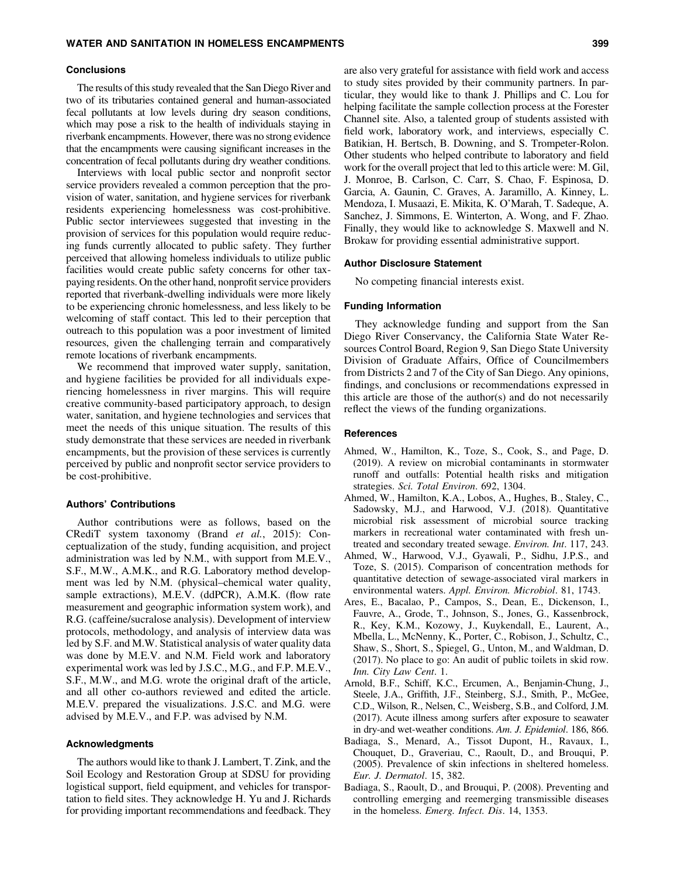### Conclusions

The results of this study revealed that the San Diego River and two of its tributaries contained general and human-associated fecal pollutants at low levels during dry season conditions, which may pose a risk to the health of individuals staying in riverbank encampments. However, there was no strong evidence that the encampments were causing significant increases in the concentration of fecal pollutants during dry weather conditions.

Interviews with local public sector and nonprofit sector service providers revealed a common perception that the provision of water, sanitation, and hygiene services for riverbank residents experiencing homelessness was cost-prohibitive. Public sector interviewees suggested that investing in the provision of services for this population would require reducing funds currently allocated to public safety. They further perceived that allowing homeless individuals to utilize public facilities would create public safety concerns for other taxpaying residents. On the other hand, nonprofit service providers reported that riverbank-dwelling individuals were more likely to be experiencing chronic homelessness, and less likely to be welcoming of staff contact. This led to their perception that outreach to this population was a poor investment of limited resources, given the challenging terrain and comparatively remote locations of riverbank encampments.

We recommend that improved water supply, sanitation, and hygiene facilities be provided for all individuals experiencing homelessness in river margins. This will require creative community-based participatory approach, to design water, sanitation, and hygiene technologies and services that meet the needs of this unique situation. The results of this study demonstrate that these services are needed in riverbank encampments, but the provision of these services is currently perceived by public and nonprofit sector service providers to be cost-prohibitive.

### Authors' Contributions

Author contributions were as follows, based on the CRediT system taxonomy (Brand *et al.*, 2015): Conceptualization of the study, funding acquisition, and project administration was led by N.M., with support from M.E.V., S.F., M.W., A.M.K., and R.G. Laboratory method development was led by N.M. (physical–chemical water quality, sample extractions), M.E.V. (ddPCR), A.M.K. (flow rate measurement and geographic information system work), and R.G. (caffeine/sucralose analysis). Development of interview protocols, methodology, and analysis of interview data was led by S.F. and M.W. Statistical analysis of water quality data was done by M.E.V. and N.M. Field work and laboratory experimental work was led by J.S.C., M.G., and F.P. M.E.V., S.F., M.W., and M.G. wrote the original draft of the article, and all other co-authors reviewed and edited the article. M.E.V. prepared the visualizations. J.S.C. and M.G. were advised by M.E.V., and F.P. was advised by N.M.

### Acknowledgments

The authors would like to thank J. Lambert, T. Zink, and the Soil Ecology and Restoration Group at SDSU for providing logistical support, field equipment, and vehicles for transportation to field sites. They acknowledge H. Yu and J. Richards for providing important recommendations and feedback. They are also very grateful for assistance with field work and access to study sites provided by their community partners. In particular, they would like to thank J. Phillips and C. Lou for helping facilitate the sample collection process at the Forester Channel site. Also, a talented group of students assisted with field work, laboratory work, and interviews, especially C. Batikian, H. Bertsch, B. Downing, and S. Trompeter-Rolon. Other students who helped contribute to laboratory and field work for the overall project that led to this article were: M. Gil, J. Monroe, B. Carlson, C. Carr, S. Chao, F. Espinosa, D. Garcia, A. Gaunin, C. Graves, A. Jaramillo, A. Kinney, L. Mendoza, I. Musaazi, E. Mikita, K. O'Marah, T. Sadeque, A. Sanchez, J. Simmons, E. Winterton, A. Wong, and F. Zhao. Finally, they would like to acknowledge S. Maxwell and N. Brokaw for providing essential administrative support.

### Author Disclosure Statement

No competing financial interests exist.

### Funding Information

They acknowledge funding and support from the San Diego River Conservancy, the California State Water Resources Control Board, Region 9, San Diego State University Division of Graduate Affairs, Office of Councilmembers from Districts 2 and 7 of the City of San Diego. Any opinions, findings, and conclusions or recommendations expressed in this article are those of the author(s) and do not necessarily reflect the views of the funding organizations.

### References

Ahmed, W., Hamilton, K., Toze, S., Cook, S., and Page, D. (2019). A review on microbial contaminants in stormwater runoff and outfalls: Potential health risks and mitigation strategies. *Sci. Total Environ*. 692, 1304.

Ahmed, W., Hamilton, K.A., Lobos, A., Hughes, B., Staley, C., Sadowsky, M.J., and Harwood, V.J. (2018). Quantitative microbial risk assessment of microbial source tracking markers in recreational water contaminated with fresh untreated and secondary treated sewage. *Environ. Int*. 117, 243.

Ahmed, W., Harwood, V.J., Gyawali, P., Sidhu, J.P.S., and Toze, S. (2015). Comparison of concentration methods for quantitative detection of sewage-associated viral markers in environmental waters. *Appl. Environ. Microbiol*. 81, 1743.

Ares, E., Bacalao, P., Campos, S., Dean, E., Dickenson, I., Fauvre, A., Grode, T., Johnson, S., Jones, G., Kassenbrock, R., Key, K.M., Kozowy, J., Kuykendall, E., Laurent, A., Mbella, L., McNenny, K., Porter, C., Robison, J., Schultz, C., Shaw, S., Short, S., Spiegel, G., Unton, M., and Waldman, D. (2017). No place to go: An audit of public toilets in skid row. *Inn. City Law Cent*. 1.

Arnold, B.F., Schiff, K.C., Ercumen, A., Benjamin-Chung, J., Steele, J.A., Griffith, J.F., Steinberg, S.J., Smith, P., McGee, C.D., Wilson, R., Nelsen, C., Weisberg, S.B., and Colford, J.M. (2017). Acute illness among surfers after exposure to seawater in dry-and wet-weather conditions. *Am. J. Epidemiol*. 186, 866.

Badiaga, S., Menard, A., Tissot Dupont, H., Ravaux, I., Chouquet, D., Graveriau, C., Raoult, D., and Brouqui, P. (2005). Prevalence of skin infections in sheltered homeless. *Eur. J. Dermatol*. 15, 382.

Badiaga, S., Raoult, D., and Brouqui, P. (2008). Preventing and controlling emerging and reemerging transmissible diseases in the homeless. *Emerg. Infect. Dis*. 14, 1353.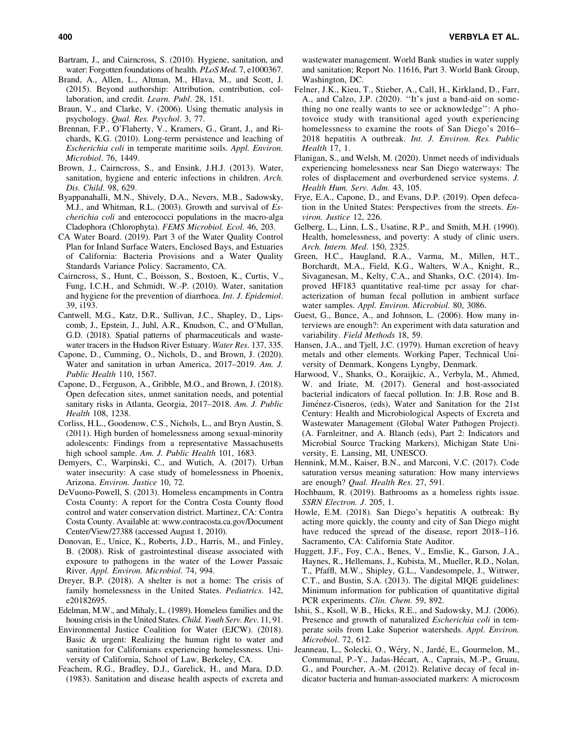Bartram, J., and Cairncross, S. (2010). Hygiene, sanitation, and water: Forgotten foundations of health. *PLoS Med.* 7, e1000367.

Brand, A., Allen, L., Altman, M., Hlava, M., and Scott, J. (2015). Beyond authorship: Attribution, contribution, collaboration, and credit. *Learn. Publ*. 28, 151.

Braun, V., and Clarke, V. (2006). Using thematic analysis in psychology. *Qual. Res. Psychol*. 3, 77.

Brennan, F.P., O'Flaherty, V., Kramers, G., Grant, J., and Richards, K.G. (2010). Long-term persistence and leaching of *Escherichia coli* in temperate maritime soils. *Appl. Environ. Microbiol*. 76, 1449.

Brown, J., Cairncross, S., and Ensink, J.H.J. (2013). Water, sanitation, hygiene and enteric infections in children. *Arch. Dis. Child*. 98, 629.

Byappanahalli, M.N., Shively, D.A., Nevers, M.B., Sadowsky, M.J., and Whitman, R.L. (2003). Growth and survival of *Escherichia coli* and enterococci populations in the macro-alga Cladophora (Chlorophyta). *FEMS Microbiol. Ecol*. 46, 203.

CA Water Board. (2019). Part 3 of the Water Quality Control Plan for Inland Surface Waters, Enclosed Bays, and Estuaries of California: Bacteria Provisions and a Water Quality Standards Variance Policy. Sacramento, CA.

Cairncross, S., Hunt, C., Boisson, S., Bostoen, K., Curtis, V., Fung, I.C.H., and Schmidt, W.-P. (2010). Water, sanitation and hygiene for the prevention of diarrhoea. *Int. J. Epidemiol*. 39, i193.

Cantwell, M.G., Katz, D.R., Sullivan, J.C., Shapley, D., Lipscomb, J., Epstein, J., Juhl, A.R., Knudson, C., and O'Mullan, G.D. (2018). Spatial patterns of pharmaceuticals and wastewater tracers in the Hudson River Estuary. *Water Res*. 137, 335.

Capone, D., Cumming, O., Nichols, D., and Brown, J. (2020). Water and sanitation in urban America, 2017–2019. *Am. J. Public Health* 110, 1567.

Capone, D., Ferguson, A., Gribble, M.O., and Brown, J. (2018). Open defecation sites, unmet sanitation needs, and potential sanitary risks in Atlanta, Georgia, 2017–2018. *Am. J. Public Health* 108, 1238.

Corliss, H.L., Goodenow, C.S., Nichols, L., and Bryn Austin, S. (2011). High burden of homelessness among sexual-minority adolescents: Findings from a representative Massachusetts high school sample. *Am. J. Public Health* 101, 1683.

Demyers, C., Warpinski, C., and Wutich, A. (2017). Urban water insecurity: A case study of homelessness in Phoenix, Arizona. *Environ. Justice* 10, 72.

DeVuono-Powell, S. (2013). Homeless encampments in Contra Costa County: A report for the Contra Costa County flood control and water conservation district. Martinez, CA: Contra Costa County. Available at: www.contracosta.ca.gov/DocumentCenter/View/27388 (accessed August 1, 2010).

Donovan, E., Unice, K., Roberts, J.D., Harris, M., and Finley, B. (2008). Risk of gastrointestinal disease associated with exposure to pathogens in the water of the Lower Passaic River. *Appl. Environ. Microbiol*. 74, 994.

Dreyer, B.P. (2018). A shelter is not a home: The crisis of family homelessness in the United States. *Pediatrics*. 142, e20182695.

Edelman, M.W., and Mihaly, L. (1989). Homeless families and the housing crisis in the United States. *Child. Youth Serv. Rev*. 11, 91.

Environmental Justice Coalition for Water (EJCW). (2018). Basic & urgent: Realizing the human right to water and sanitation for Californians experiencing homelessness. University of California, School of Law, Berkeley, CA.

Feachem, R.G., Bradley, D.J., Garelick, H., and Mara, D.D. (1983). Sanitation and disease health aspects of excreta and wastewater management. World Bank studies in water supply and sanitation; Report No. 11616, Part 3. World Bank Group, Washington, DC.

Felner, J.K., Kieu, T., Stieber, A., Call, H., Kirkland, D., Farr, A., and Calzo, J.P. (2020). ''It's just a band-aid on something no one really wants to see or acknowledge'': A photovoice study with transitional aged youth experiencing homelessness to examine the roots of San Diego's 2016–2018 hepatitis A outbreak. *Int. J. Environ. Res. Public Health* 17, 1.

Flanigan, S., and Welsh, M. (2020). Unmet needs of individuals experiencing homelessness near San Diego waterways: The roles of displacement and overburdened service systems. *J. Health Hum. Serv. Adm*. 43, 105.

Frye, E.A., Capone, D., and Evans, D.P. (2019). Open defecation in the United States: Perspectives from the streets. *Environ. Justice* 12, 226.

Gelberg, L., Linn, L.S., Usatine, R.P., and Smith, M.H. (1990). Health, homelessness, and poverty: A study of clinic users. *Arch. Intern. Med*. 150, 2325.

Green, H.C., Haugland, R.A., Varma, M., Millen, H.T., Borchardt, M.A., Field, K.G., Walters, W.A., Knight, R., Sivaganesan, M., Kelty, C.A., and Shanks, O.C. (2014). Improved HF183 quantitative real-time pcr assay for characterization of human fecal pollution in ambient surface water samples. *Appl. Environ. Microbiol*. 80, 3086.

Guest, G., Bunce, A., and Johnson, L. (2006). How many interviews are enough?: An experiment with data saturation and variability. *Field Methods* 18, 59.

Hansen, J.A., and Tjell, J.C. (1979). Human excretion of heavy metals and other elements. Working Paper, Technical University of Denmark, Kongens Lyngby, Denmark.

Harwood, V., Shanks, O., Koraijkic, A., Verbyla, M., Ahmed, W. and Iriate, M. (2017). General and host-associated bacterial indicators of faecal pollution. In: J.B. Rose and B. Jiménez-Cisneros, (eds), Water and Sanitation for the 21st Century: Health and Microbiological Aspects of Excreta and Wastewater Management (Global Water Pathogen Project). (A. Farnleitner, and A. Blanch (eds), Part 2: Indicators and Microbial Source Tracking Markers), Michigan State University, E. Lansing, MI, UNESCO.

Hennink, M.M., Kaiser, B.N., and Marconi, V.C. (2017). Code saturation versus meaning saturation: How many interviews are enough? *Qual. Health Res*. 27, 591.

Hochbaum, R. (2019). Bathrooms as a homeless rights issue. *SSRN Electron. J*. 205, 1.

Howle, E.M. (2018). San Diego's hepatitis A outbreak: By acting more quickly, the county and city of San Diego might have reduced the spread of the disease, report 2018–116. Sacramento, CA: California State Auditor.

Huggett, J.F., Foy, C.A., Benes, V., Emslie, K., Garson, J.A., Haynes, R., Hellemans, J., Kubista, M., Mueller, R.D., Nolan, T., Pfaffl, M.W., Shipley, G.L., Vandesompele, J., Wittwer, C.T., and Bustin, S.A. (2013). The digital MIQE guidelines: Minimum information for publication of quantitative digital PCR experiments. *Clin. Chem*. 59, 892.

Ishii, S., Ksoll, W.B., Hicks, R.E., and Sadowsky, M.J. (2006). Presence and growth of naturalized *Escherichia coli* in temperate soils from Lake Superior watersheds. *Appl. Environ. Microbiol*. 72, 612.

Jeanneau, L., Solecki, O., Wéry, N., Jardé, E., Gourmelon, M., Communal, P.-Y., Jadas-Hécart, A., Caprais, M.-P., Gruau, G., and Pourcher, A.-M. (2012). Relative decay of fecal indicator bacteria and human-associated markers: A microcosm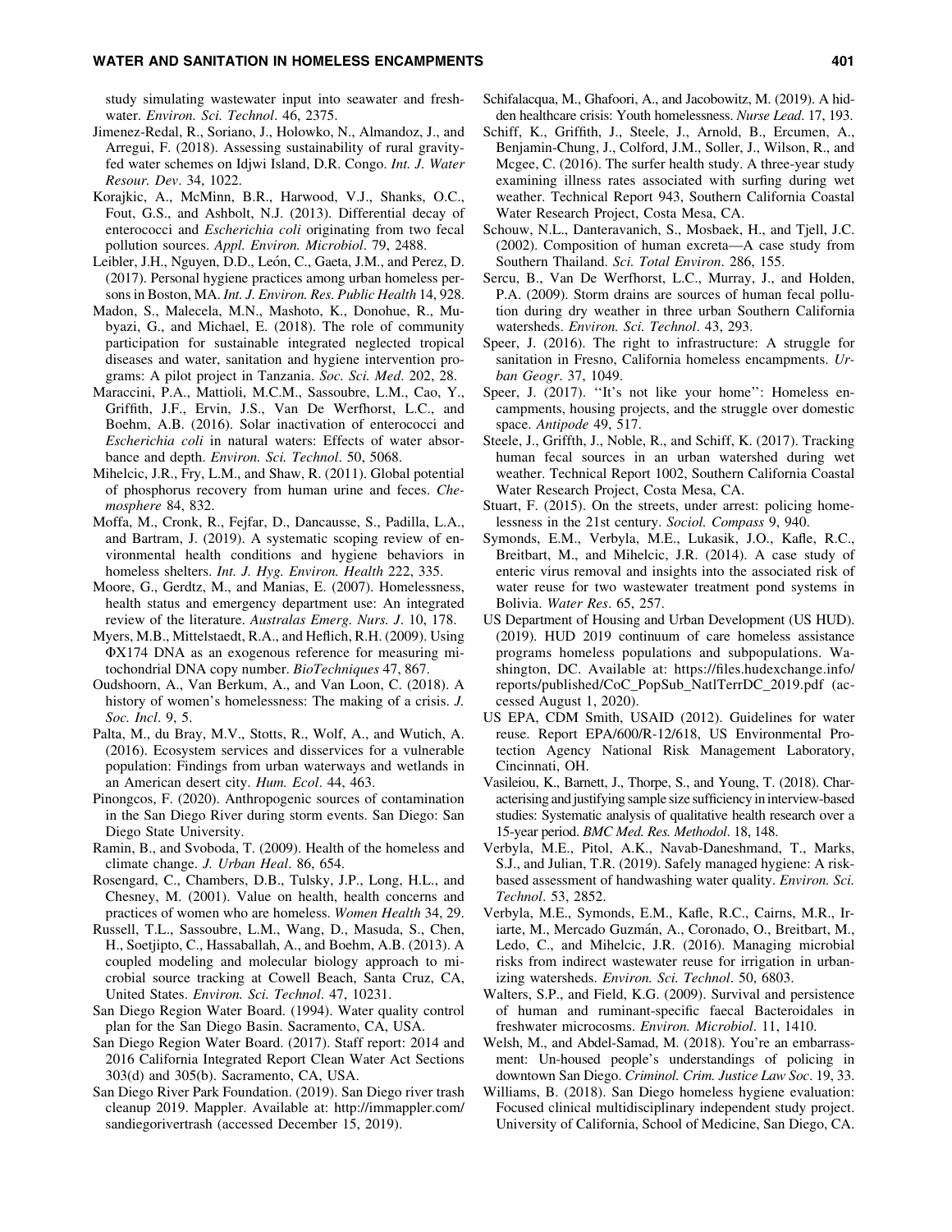study simulating wastewater input into seawater and freshwater. *Environ. Sci. Technol*. 46, 2375.

Jimenez-Redal, R., Soriano, J., Holowko, N., Almandoz, J., and Arregui, F. (2018). Assessing sustainability of rural gravity-fed water schemes on Idjwi Island, D.R. Congo. *Int. J. Water Resour. Dev*. 34, 1022.

Korajkic, A., McMinn, B.R., Harwood, V.J., Shanks, O.C., Fout, G.S., and Ashbolt, N.J. (2013). Differential decay of enterococci and *Escherichia coli* originating from two fecal pollution sources. *Appl. Environ. Microbiol*. 79, 2488.

Leibler, J.H., Nguyen, D.D., León, C., Gaeta, J.M., and Perez, D. (2017). Personal hygiene practices among urban homeless persons in Boston, MA. *Int. J. Environ. Res. Public Health* 14, 928.

Madon, S., Malecela, M.N., Mashoto, K., Donohue, R., Mubyazi, G., and Michael, E. (2018). The role of community participation for sustainable integrated neglected tropical diseases and water, sanitation and hygiene intervention programs: A pilot project in Tanzania. *Soc. Sci. Med*. 202, 28.

Maraccini, P.A., Mattioli, M.C.M., Sassoubre, L.M., Cao, Y., Griffith, J.F., Ervin, J.S., Van De Werfhorst, L.C., and Boehm, A.B. (2016). Solar inactivation of enterococci and *Escherichia coli* in natural waters: Effects of water absorbance and depth. *Environ. Sci. Technol*. 50, 5068.

Mihelcic, J.R., Fry, L.M., and Shaw, R. (2011). Global potential of phosphorus recovery from human urine and feces. *Chemosphere* 84, 832.

Moffa, M., Cronk, R., Fejfar, D., Dancausse, S., Padilla, L.A., and Bartram, J. (2019). A systematic scoping review of environmental health conditions and hygiene behaviors in homeless shelters. *Int. J. Hyg. Environ. Health* 222, 335.

Moore, G., Gerdtz, M., and Manias, E. (2007). Homelessness, health status and emergency department use: An integrated review of the literature. *Australas Emerg. Nurs. J*. 10, 178.

Myers, M.B., Mittelstaedt, R.A., and Heflich, R.H. (2009). Using ΦX174 DNA as an exogenous reference for measuring mitochondrial DNA copy number. *BioTechniques* 47, 867.

Oudshoorn, A., Van Berkum, A., and Van Loon, C. (2018). A history of women's homelessness: The making of a crisis. *J. Soc. Incl*. 9, 5.

Palta, M., du Bray, M.V., Stotts, R., Wolf, A., and Wutich, A. (2016). Ecosystem services and disservices for a vulnerable population: Findings from urban waterways and wetlands in an American desert city. *Hum. Ecol*. 44, 463.

Pinongcos, F. (2020). Anthropogenic sources of contamination in the San Diego River during storm events. San Diego: San Diego State University.

Ramin, B., and Svoboda, T. (2009). Health of the homeless and climate change. *J. Urban Heal*. 86, 654.

Rosengard, C., Chambers, D.B., Tulsky, J.P., Long, H.L., and Chesney, M. (2001). Value on health, health concerns and practices of women who are homeless. *Women Health* 34, 29.

Russell, T.L., Sassoubre, L.M., Wang, D., Masuda, S., Chen, H., Soetjipto, C., Hassaballah, A., and Boehm, A.B. (2013). A coupled modeling and molecular biology approach to microbial source tracking at Cowell Beach, Santa Cruz, CA, United States. *Environ. Sci. Technol*. 47, 10231.

San Diego Region Water Board. (1994). Water quality control plan for the San Diego Basin. Sacramento, CA, USA.

San Diego Region Water Board. (2017). Staff report: 2014 and 2016 California Integrated Report Clean Water Act Sections 303(d) and 305(b). Sacramento, CA, USA.

San Diego River Park Foundation. (2019). San Diego river trash cleanup 2019. Mappler. Available at: http://immappler.com/sandiegorivertrash (accessed December 15, 2019).

Schifalacqua, M., Ghafoori, A., and Jacobowitz, M. (2019). A hidden healthcare crisis: Youth homelessness. *Nurse Lead*. 17, 193.

Schiff, K., Griffith, J., Steele, J., Arnold, B., Ercumen, A., Benjamin-Chung, J., Colford, J.M., Soller, J., Wilson, R., and Mcgee, C. (2016). The surfer health study. A three-year study examining illness rates associated with surfing during wet weather. Technical Report 943, Southern California Coastal Water Research Project, Costa Mesa, CA.

Schouw, N.L., Danteravanich, S., Mosbaek, H., and Tjell, J.C. (2002). Composition of human excreta—A case study from Southern Thailand. *Sci. Total Environ*. 286, 155.

Sercu, B., Van De Werfhorst, L.C., Murray, J., and Holden, P.A. (2009). Storm drains are sources of human fecal pollution during dry weather in three urban Southern California watersheds. *Environ. Sci. Technol*. 43, 293.

Speer, J. (2016). The right to infrastructure: A struggle for sanitation in Fresno, California homeless encampments. *Urban Geogr*. 37, 1049.

Speer, J. (2017). ''It's not like your home'': Homeless encampments, housing projects, and the struggle over domestic space. *Antipode* 49, 517.

Steele, J., Griffth, J., Noble, R., and Schiff, K. (2017). Tracking human fecal sources in an urban watershed during wet weather. Technical Report 1002, Southern California Coastal Water Research Project, Costa Mesa, CA.

Stuart, F. (2015). On the streets, under arrest: policing homelessness in the 21st century. *Sociol. Compass* 9, 940.

Symonds, E.M., Verbyla, M.E., Lukasik, J.O., Kafle, R.C., Breitbart, M., and Mihelcic, J.R. (2014). A case study of enteric virus removal and insights into the associated risk of water reuse for two wastewater treatment pond systems in Bolivia. *Water Res*. 65, 257.

US Department of Housing and Urban Development (US HUD). (2019). HUD 2019 continuum of care homeless assistance programs homeless populations and subpopulations. Washington, DC. Available at: https://files.hudexchange.info/reports/published/CoC_PopSub_NatlTerrDC_2019.pdf (accessed August 1, 2020).

US EPA, CDM Smith, USAID (2012). Guidelines for water reuse. Report EPA/600/R-12/618, US Environmental Protection Agency National Risk Management Laboratory, Cincinnati, OH.

Vasileiou, K., Barnett, J., Thorpe, S., and Young, T. (2018). Characterising and justifying sample size sufficiency in interview-based studies: Systematic analysis of qualitative health research over a 15-year period. *BMC Med. Res. Methodol*. 18, 148.

Verbyla, M.E., Pitol, A.K., Navab-Daneshmand, T., Marks, S.J., and Julian, T.R. (2019). Safely managed hygiene: A risk-based assessment of handwashing water quality. *Environ. Sci. Technol*. 53, 2852.

Verbyla, M.E., Symonds, E.M., Kafle, R.C., Cairns, M.R., Iriarte, M., Mercado Guzmán, A., Coronado, O., Breitbart, M., Ledo, C., and Mihelcic, J.R. (2016). Managing microbial risks from indirect wastewater reuse for irrigation in urbanizing watersheds. *Environ. Sci. Technol*. 50, 6803.

Walters, S.P., and Field, K.G. (2009). Survival and persistence of human and ruminant-specific faecal Bacteroidales in freshwater microcosms. *Environ. Microbiol*. 11, 1410.

Welsh, M., and Abdel-Samad, M. (2018). You're an embarrassment: Un-housed people's understandings of policing in downtown San Diego. *Criminol. Crim. Justice Law Soc*. 19, 33.

Williams, B. (2018). San Diego homeless hygiene evaluation: Focused clinical multidisciplinary independent study project. University of California, School of Medicine, San Diego, CA.